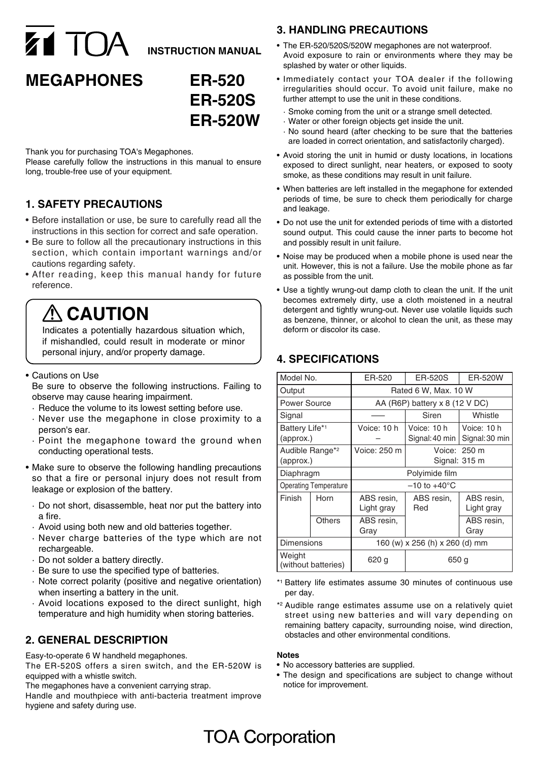TOA **INSTRUCTION MANUAL**

# MEGAPHONES ER-520 ER-520S ER-520W

Thank you for purchasing TOA's Megaphones.
Please carefully follow the instructions in this manual to ensure long, trouble-free use of your equipment.

## 1. SAFETY PRECAUTIONS

- Before installation or use, be sure to carefully read all the instructions in this section for correct and safe operation.
- Be sure to follow all the precautionary instructions in this section, which contain important warnings and/or cautions regarding safety.
- After reading, keep this manual handy for future reference.

> ### ⚠ CAUTION
> Indicates a potentially hazardous situation which, if mishandled, could result in moderate or minor personal injury, and/or property damage.

- Cautions on Use
  Be sure to observe the following instructions. Failing to observe may cause hearing impairment.
  - Reduce the volume to its lowest setting before use.
  - Never use the megaphone in close proximity to a person's ear.
  - Point the megaphone toward the ground when conducting operational tests.
- Make sure to observe the following handling precautions so that a fire or personal injury does not result from leakage or explosion of the battery.
  - Do not short, disassemble, heat nor put the battery into a fire.
  - Avoid using both new and old batteries together.
  - Never charge batteries of the type which are not rechargeable.
  - Do not solder a battery directly.
  - Be sure to use the specified type of batteries.
  - Note correct polarity (positive and negative orientation) when inserting a battery in the unit.
  - Avoid locations exposed to the direct sunlight, high temperature and high humidity when storing batteries.

## 2. GENERAL DESCRIPTION

Easy-to-operate 6 W handheld megaphones.
The ER-520S offers a siren switch, and the ER-520W is equipped with a whistle switch.
The megaphones have a convenient carrying strap.
Handle and mouthpiece with anti-bacteria treatment improve hygiene and safety during use.

## 3. HANDLING PRECAUTIONS

- The ER-520/520S/520W megaphones are not waterproof. Avoid exposure to rain or environments where they may be splashed by water or other liquids.
- Immediately contact your TOA dealer if the following irregularities should occur. To avoid unit failure, make no further attempt to use the unit in these conditions.
  - Smoke coming from the unit or a strange smell detected.
  - Water or other foreign objects get inside the unit.
  - No sound heard (after checking to be sure that the batteries are loaded in correct orientation, and satisfactorily charged).
- Avoid storing the unit in humid or dusty locations, in locations exposed to direct sunlight, near heaters, or exposed to sooty smoke, as these conditions may result in unit failure.
- When batteries are left installed in the megaphone for extended periods of time, be sure to check them periodically for charge and leakage.
- Do not use the unit for extended periods of time with a distorted sound output. This could cause the inner parts to become hot and possibly result in unit failure.
- Noise may be produced when a mobile phone is used near the unit. However, this is not a failure. Use the mobile phone as far as possible from the unit.
- Use a tightly wrung-out damp cloth to clean the unit. If the unit becomes extremely dirty, use a cloth moistened in a neutral detergent and tightly wrung-out. Never use volatile liquids such as benzene, thinner, or alcohol to clean the unit, as these may deform or discolor its case.

## 4. SPECIFICATIONS

| Model No. | | ER-520 | ER-520S | ER-520W |
|---|---|---|---|---|
| Output | | Rated 6 W, Max. 10 W | | |
| Power Source | | AA (R6P) battery x 8 (12 V DC) | | |
| Signal | | —— | Siren | Whistle |
| Battery Life*1 (approx.) | | Voice: 10 h – | Voice: 10 h Signal: 40 min | Voice: 10 h Signal: 30 min |
| Audible Range*2 (approx.) | | Voice: 250 m | Voice: 250 m Signal: 315 m | |
| Diaphragm | | Polyimide film | | |
| Operating Temperature | | –10 to +40°C | | |
| Finish | Horn | ABS resin, Light gray | ABS resin, Red | ABS resin, Light gray |
| | Others | ABS resin, Gray | | ABS resin, Gray |
| Dimensions | | 160 (w) x 256 (h) x 260 (d) mm | | |
| Weight (without batteries) | | 620 g | 650 g | |

*1 Battery life estimates assume 30 minutes of continuous use per day.

*2 Audible range estimates assume use on a relatively quiet street using new batteries and will vary depending on remaining battery capacity, surrounding noise, wind direction, obstacles and other environmental conditions.

**Notes**

- No accessory batteries are supplied.
- The design and specifications are subject to change without notice for improvement.

TOA Corporation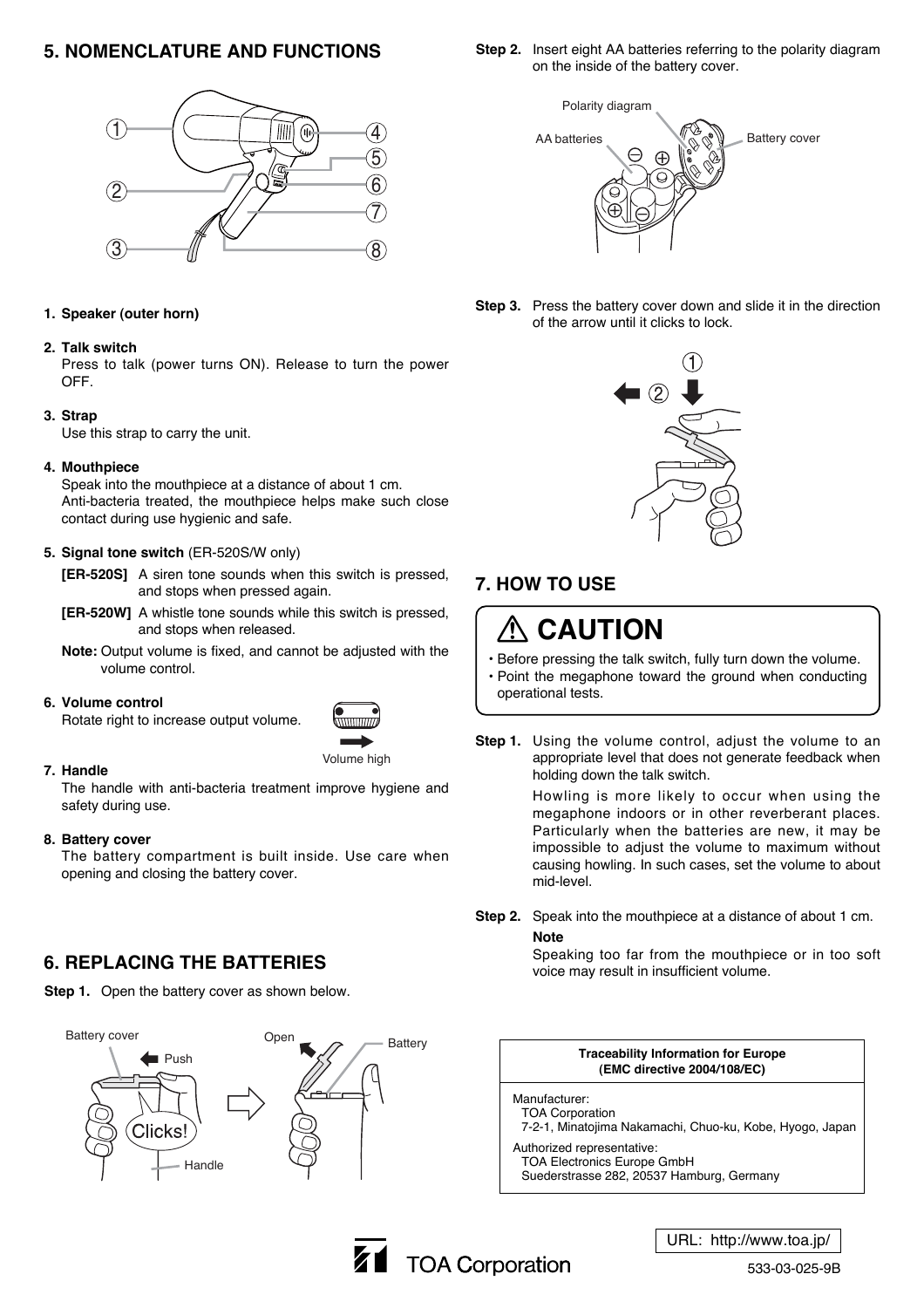## 5. NOMENCLATURE AND FUNCTIONS

1. **Speaker (outer horn)**

2. **Talk switch**
   Press to talk (power turns ON). Release to turn the power OFF.

3. **Strap**
   Use this strap to carry the unit.

4. **Mouthpiece**
   Speak into the mouthpiece at a distance of about 1 cm.
   Anti-bacteria treated, the mouthpiece helps make such close contact during use hygienic and safe.

5. **Signal tone switch** (ER-520S/W only)

   **[ER-520S]** A siren tone sounds when this switch is pressed, and stops when pressed again.

   **[ER-520W]** A whistle tone sounds while this switch is pressed, and stops when released.

   **Note:** Output volume is fixed, and cannot be adjusted with the volume control.

6. **Volume control**
   Rotate right to increase output volume.

   Volume high

7. **Handle**
   The handle with anti-bacteria treatment improve hygiene and safety during use.

8. **Battery cover**
   The battery compartment is built inside. Use care when opening and closing the battery cover.

## 6. REPLACING THE BATTERIES

**Step 1.** Open the battery cover as shown below.

Battery cover
Push
Clicks!
Handle
Open
Battery

**Step 2.** Insert eight AA batteries referring to the polarity diagram on the inside of the battery cover.

Polarity diagram
AA batteries
Battery cover

**Step 3.** Press the battery cover down and slide it in the direction of the arrow until it clicks to lock.

## 7. HOW TO USE

### ⚠ CAUTION

- Before pressing the talk switch, fully turn down the volume.
- Point the megaphone toward the ground when conducting operational tests.

**Step 1.** Using the volume control, adjust the volume to an appropriate level that does not generate feedback when holding down the talk switch.

Howling is more likely to occur when using the megaphone indoors or in other reverberant places. Particularly when the batteries are new, it may be impossible to adjust the volume to maximum without causing howling. In such cases, set the volume to about mid-level.

**Step 2.** Speak into the mouthpiece at a distance of about 1 cm.

**Note**
Speaking too far from the mouthpiece or in too soft voice may result in insufficient volume.

**Traceability Information for Europe**
**(EMC directive 2004/108/EC)**

Manufacturer:
TOA Corporation
7-2-1, Minatojima Nakamachi, Chuo-ku, Kobe, Hyogo, Japan

Authorized representative:
TOA Electronics Europe GmbH
Suederstrasse 282, 20537 Hamburg, Germany

URL: http://www.toa.jp/

TOA Corporation

533-03-025-9B